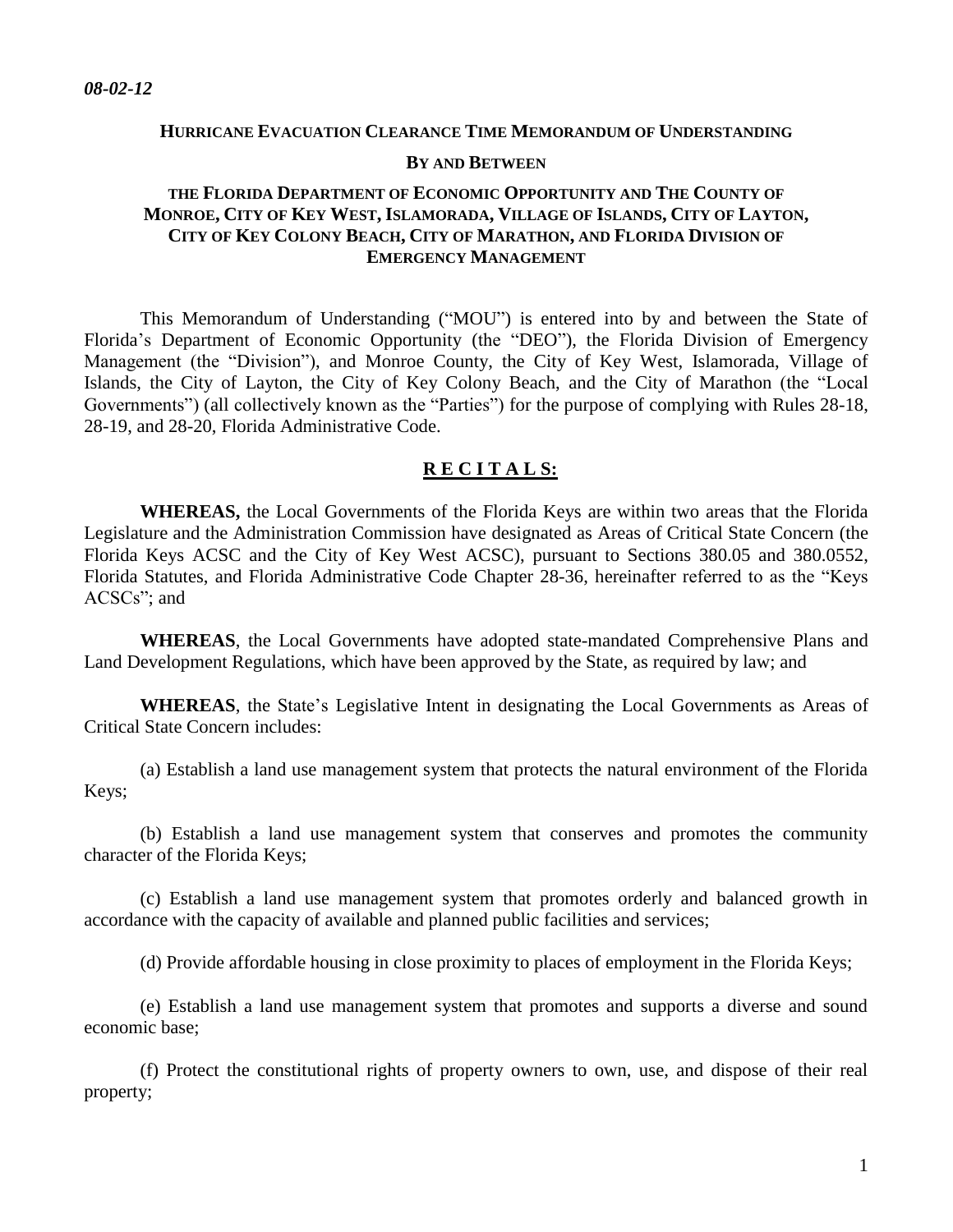*08-02-12*

# HURRICANE EVACUATION CLEARANCE TIME MEMORANDUM OF UNDERSTANDING

## BY AND BETWEEN

## THE FLORIDA DEPARTMENT OF ECONOMIC OPPORTUNITY AND THE COUNTY OF MONROE, CITY OF KEY WEST, ISLAMORADA, VILLAGE OF ISLANDS, CITY OF LAYTON, CITY OF KEY COLONY BEACH, CITY OF MARATHON, AND FLORIDA DIVISION OF EMERGENCY MANAGEMENT

This Memorandum of Understanding ("MOU") is entered into by and between the State of Florida's Department of Economic Opportunity (the "DEO"), the Florida Division of Emergency Management (the "Division"), and Monroe County, the City of Key West, Islamorada, Village of Islands, the City of Layton, the City of Key Colony Beach, and the City of Marathon (the "Local Governments") (all collectively known as the "Parties") for the purpose of complying with Rules 28-18, 28-19, and 28-20, Florida Administrative Code.

## R E C I T A L S:

**WHEREAS,** the Local Governments of the Florida Keys are within two areas that the Florida Legislature and the Administration Commission have designated as Areas of Critical State Concern (the Florida Keys ACSC and the City of Key West ACSC), pursuant to Sections 380.05 and 380.0552, Florida Statutes, and Florida Administrative Code Chapter 28-36, hereinafter referred to as the "Keys ACSCs"; and

**WHEREAS**, the Local Governments have adopted state-mandated Comprehensive Plans and Land Development Regulations, which have been approved by the State, as required by law; and

**WHEREAS**, the State's Legislative Intent in designating the Local Governments as Areas of Critical State Concern includes:

(a) Establish a land use management system that protects the natural environment of the Florida Keys;

(b) Establish a land use management system that conserves and promotes the community character of the Florida Keys;

(c) Establish a land use management system that promotes orderly and balanced growth in accordance with the capacity of available and planned public facilities and services;

(d) Provide affordable housing in close proximity to places of employment in the Florida Keys;

(e) Establish a land use management system that promotes and supports a diverse and sound economic base;

(f) Protect the constitutional rights of property owners to own, use, and dispose of their real property;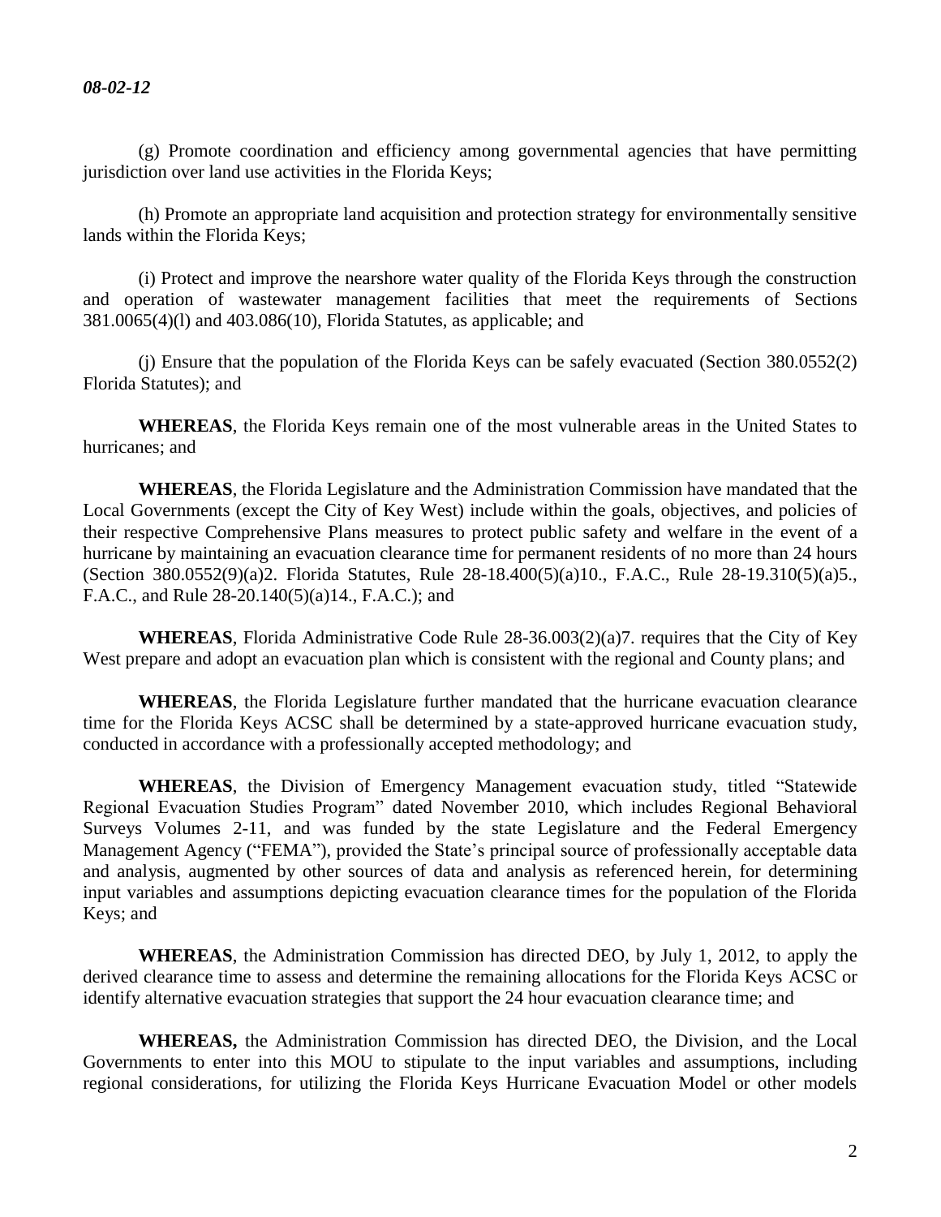(g) Promote coordination and efficiency among governmental agencies that have permitting jurisdiction over land use activities in the Florida Keys;

(h) Promote an appropriate land acquisition and protection strategy for environmentally sensitive lands within the Florida Keys;

(i) Protect and improve the nearshore water quality of the Florida Keys through the construction and operation of wastewater management facilities that meet the requirements of Sections 381.0065(4)(l) and 403.086(10), Florida Statutes, as applicable; and

(j) Ensure that the population of the Florida Keys can be safely evacuated (Section 380.0552(2) Florida Statutes); and

**WHEREAS**, the Florida Keys remain one of the most vulnerable areas in the United States to hurricanes; and

**WHEREAS**, the Florida Legislature and the Administration Commission have mandated that the Local Governments (except the City of Key West) include within the goals, objectives, and policies of their respective Comprehensive Plans measures to protect public safety and welfare in the event of a hurricane by maintaining an evacuation clearance time for permanent residents of no more than 24 hours (Section 380.0552(9)(a)2. Florida Statutes, Rule 28-18.400(5)(a)10., F.A.C., Rule 28-19.310(5)(a)5., F.A.C., and Rule 28-20.140(5)(a)14., F.A.C.); and

**WHEREAS**, Florida Administrative Code Rule 28-36.003(2)(a)7. requires that the City of Key West prepare and adopt an evacuation plan which is consistent with the regional and County plans; and

**WHEREAS**, the Florida Legislature further mandated that the hurricane evacuation clearance time for the Florida Keys ACSC shall be determined by a state-approved hurricane evacuation study, conducted in accordance with a professionally accepted methodology; and

**WHEREAS**, the Division of Emergency Management evacuation study, titled "Statewide Regional Evacuation Studies Program" dated November 2010, which includes Regional Behavioral Surveys Volumes 2-11, and was funded by the state Legislature and the Federal Emergency Management Agency ("FEMA"), provided the State's principal source of professionally acceptable data and analysis, augmented by other sources of data and analysis as referenced herein, for determining input variables and assumptions depicting evacuation clearance times for the population of the Florida Keys; and

**WHEREAS**, the Administration Commission has directed DEO, by July 1, 2012, to apply the derived clearance time to assess and determine the remaining allocations for the Florida Keys ACSC or identify alternative evacuation strategies that support the 24 hour evacuation clearance time; and

**WHEREAS,** the Administration Commission has directed DEO, the Division, and the Local Governments to enter into this MOU to stipulate to the input variables and assumptions, including regional considerations, for utilizing the Florida Keys Hurricane Evacuation Model or other models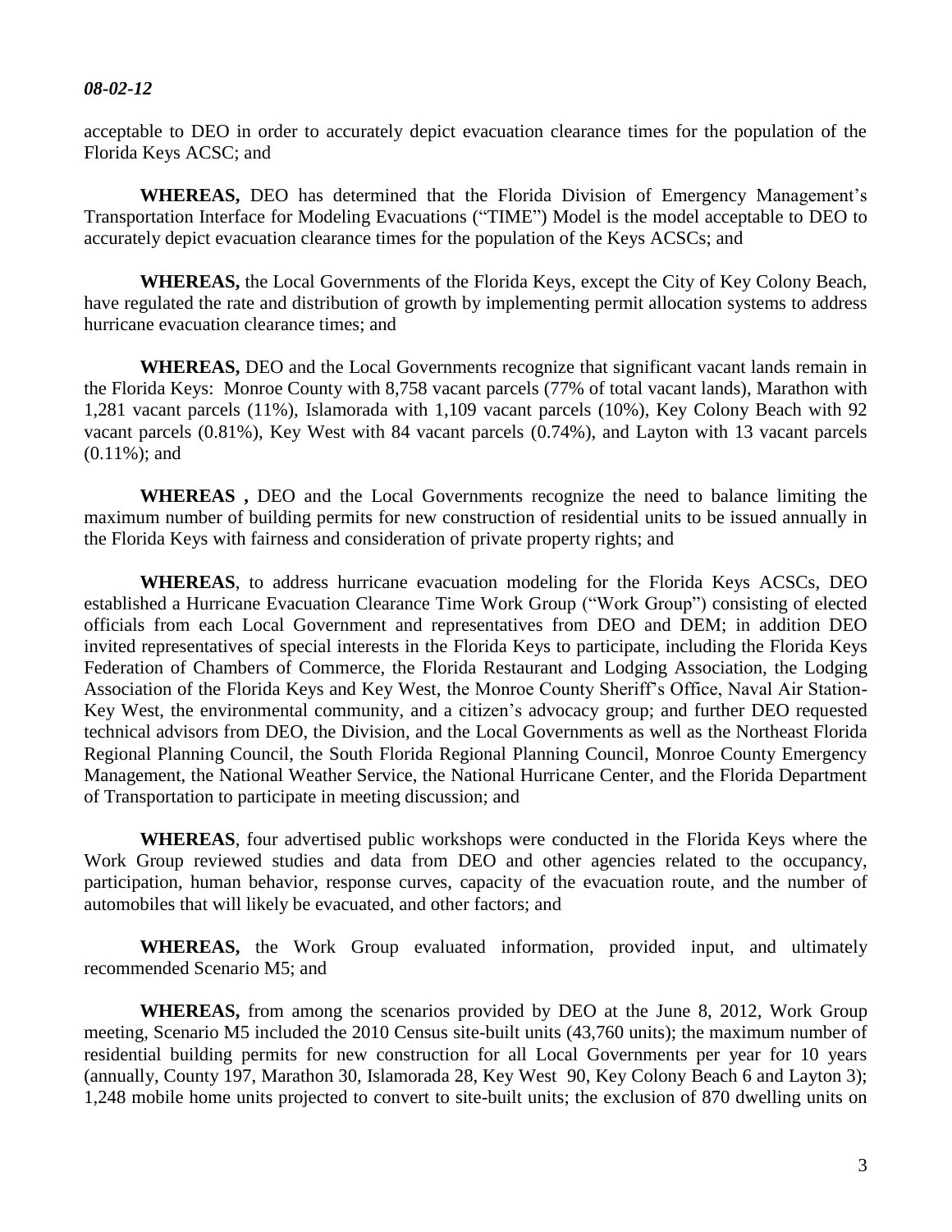acceptable to DEO in order to accurately depict evacuation clearance times for the population of the Florida Keys ACSC; and

**WHEREAS,** DEO has determined that the Florida Division of Emergency Management's Transportation Interface for Modeling Evacuations ("TIME") Model is the model acceptable to DEO to accurately depict evacuation clearance times for the population of the Keys ACSCs; and

**WHEREAS,** the Local Governments of the Florida Keys, except the City of Key Colony Beach, have regulated the rate and distribution of growth by implementing permit allocation systems to address hurricane evacuation clearance times; and

**WHEREAS,** DEO and the Local Governments recognize that significant vacant lands remain in the Florida Keys: Monroe County with 8,758 vacant parcels (77% of total vacant lands), Marathon with 1,281 vacant parcels (11%), Islamorada with 1,109 vacant parcels (10%), Key Colony Beach with 92 vacant parcels (0.81%), Key West with 84 vacant parcels (0.74%), and Layton with 13 vacant parcels (0.11%); and

**WHEREAS ,** DEO and the Local Governments recognize the need to balance limiting the maximum number of building permits for new construction of residential units to be issued annually in the Florida Keys with fairness and consideration of private property rights; and

**WHEREAS**, to address hurricane evacuation modeling for the Florida Keys ACSCs, DEO established a Hurricane Evacuation Clearance Time Work Group ("Work Group") consisting of elected officials from each Local Government and representatives from DEO and DEM; in addition DEO invited representatives of special interests in the Florida Keys to participate, including the Florida Keys Federation of Chambers of Commerce, the Florida Restaurant and Lodging Association, the Lodging Association of the Florida Keys and Key West, the Monroe County Sheriff's Office, Naval Air Station-Key West, the environmental community, and a citizen's advocacy group; and further DEO requested technical advisors from DEO, the Division, and the Local Governments as well as the Northeast Florida Regional Planning Council, the South Florida Regional Planning Council, Monroe County Emergency Management, the National Weather Service, the National Hurricane Center, and the Florida Department of Transportation to participate in meeting discussion; and

**WHEREAS**, four advertised public workshops were conducted in the Florida Keys where the Work Group reviewed studies and data from DEO and other agencies related to the occupancy, participation, human behavior, response curves, capacity of the evacuation route, and the number of automobiles that will likely be evacuated, and other factors; and

**WHEREAS,** the Work Group evaluated information, provided input, and ultimately recommended Scenario M5; and

**WHEREAS,** from among the scenarios provided by DEO at the June 8, 2012, Work Group meeting, Scenario M5 included the 2010 Census site-built units (43,760 units); the maximum number of residential building permits for new construction for all Local Governments per year for 10 years (annually, County 197, Marathon 30, Islamorada 28, Key West 90, Key Colony Beach 6 and Layton 3); 1,248 mobile home units projected to convert to site-built units; the exclusion of 870 dwelling units on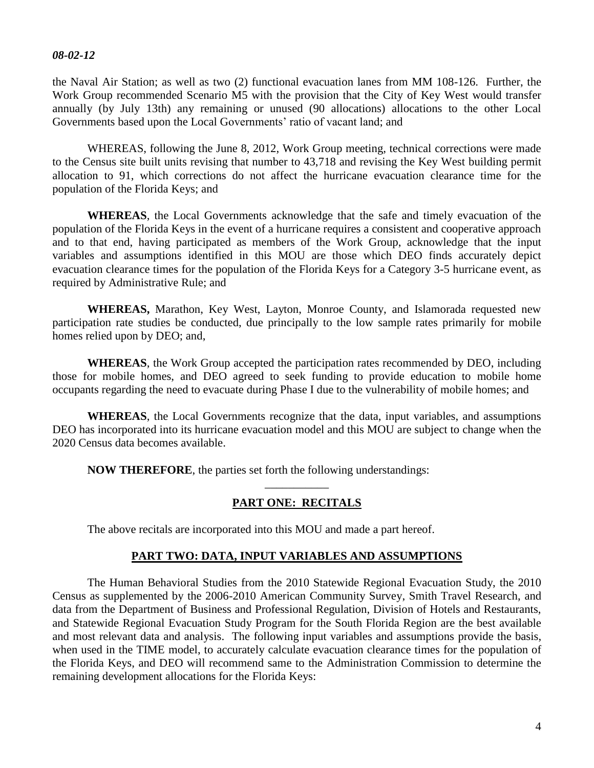the Naval Air Station; as well as two (2) functional evacuation lanes from MM 108-126. Further, the Work Group recommended Scenario M5 with the provision that the City of Key West would transfer annually (by July 13th) any remaining or unused (90 allocations) allocations to the other Local Governments based upon the Local Governments' ratio of vacant land; and

WHEREAS, following the June 8, 2012, Work Group meeting, technical corrections were made to the Census site built units revising that number to 43,718 and revising the Key West building permit allocation to 91, which corrections do not affect the hurricane evacuation clearance time for the population of the Florida Keys; and

**WHEREAS**, the Local Governments acknowledge that the safe and timely evacuation of the population of the Florida Keys in the event of a hurricane requires a consistent and cooperative approach and to that end, having participated as members of the Work Group, acknowledge that the input variables and assumptions identified in this MOU are those which DEO finds accurately depict evacuation clearance times for the population of the Florida Keys for a Category 3-5 hurricane event, as required by Administrative Rule; and

**WHEREAS,** Marathon, Key West, Layton, Monroe County, and Islamorada requested new participation rate studies be conducted, due principally to the low sample rates primarily for mobile homes relied upon by DEO; and,

**WHEREAS**, the Work Group accepted the participation rates recommended by DEO, including those for mobile homes, and DEO agreed to seek funding to provide education to mobile home occupants regarding the need to evacuate during Phase I due to the vulnerability of mobile homes; and

**WHEREAS**, the Local Governments recognize that the data, input variables, and assumptions DEO has incorporated into its hurricane evacuation model and this MOU are subject to change when the 2020 Census data becomes available.

**NOW THEREFORE**, the parties set forth the following understandings:

___________

## PART ONE: RECITALS

The above recitals are incorporated into this MOU and made a part hereof.

## PART TWO: DATA, INPUT VARIABLES AND ASSUMPTIONS

The Human Behavioral Studies from the 2010 Statewide Regional Evacuation Study, the 2010 Census as supplemented by the 2006-2010 American Community Survey, Smith Travel Research, and data from the Department of Business and Professional Regulation, Division of Hotels and Restaurants, and Statewide Regional Evacuation Study Program for the South Florida Region are the best available and most relevant data and analysis. The following input variables and assumptions provide the basis, when used in the TIME model, to accurately calculate evacuation clearance times for the population of the Florida Keys, and DEO will recommend same to the Administration Commission to determine the remaining development allocations for the Florida Keys: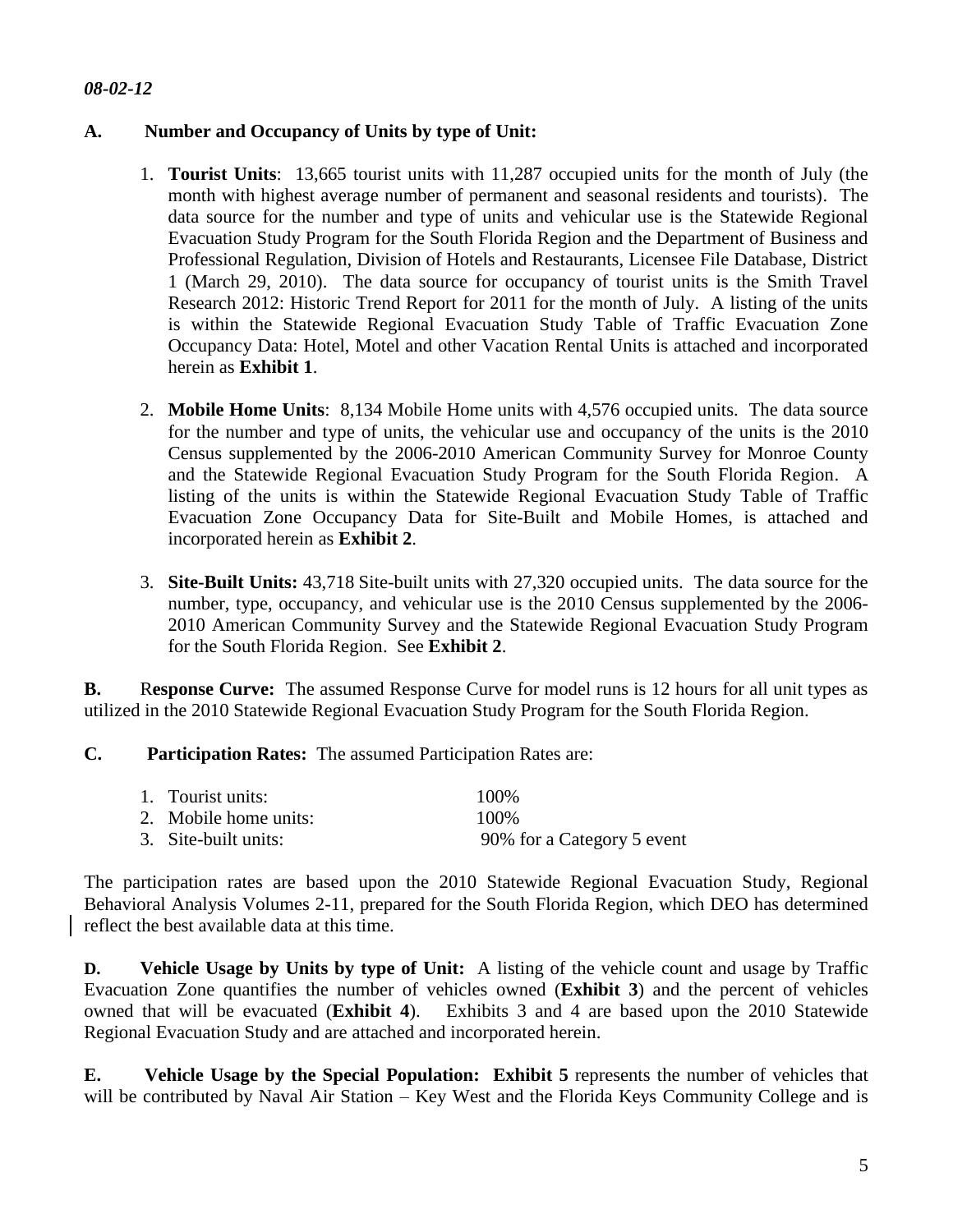*08-02-12*

**A. Number and Occupancy of Units by type of Unit:**

1. **Tourist Units**: 13,665 tourist units with 11,287 occupied units for the month of July (the month with highest average number of permanent and seasonal residents and tourists). The data source for the number and type of units and vehicular use is the Statewide Regional Evacuation Study Program for the South Florida Region and the Department of Business and Professional Regulation, Division of Hotels and Restaurants, Licensee File Database, District 1 (March 29, 2010). The data source for occupancy of tourist units is the Smith Travel Research 2012: Historic Trend Report for 2011 for the month of July. A listing of the units is within the Statewide Regional Evacuation Study Table of Traffic Evacuation Zone Occupancy Data: Hotel, Motel and other Vacation Rental Units is attached and incorporated herein as **Exhibit 1**.

2. **Mobile Home Units**: 8,134 Mobile Home units with 4,576 occupied units. The data source for the number and type of units, the vehicular use and occupancy of the units is the 2010 Census supplemented by the 2006-2010 American Community Survey for Monroe County and the Statewide Regional Evacuation Study Program for the South Florida Region. A listing of the units is within the Statewide Regional Evacuation Study Table of Traffic Evacuation Zone Occupancy Data for Site-Built and Mobile Homes, is attached and incorporated herein as **Exhibit 2**.

3. **Site-Built Units:** 43,718 Site-built units with 27,320 occupied units. The data source for the number, type, occupancy, and vehicular use is the 2010 Census supplemented by the 2006-2010 American Community Survey and the Statewide Regional Evacuation Study Program for the South Florida Region. See **Exhibit 2**.

**B. Response Curve:** The assumed Response Curve for model runs is 12 hours for all unit types as utilized in the 2010 Statewide Regional Evacuation Study Program for the South Florida Region.

**C. Participation Rates:** The assumed Participation Rates are:

1. Tourist units: 100%
2. Mobile home units: 100%
3. Site-built units: 90% for a Category 5 event

The participation rates are based upon the 2010 Statewide Regional Evacuation Study, Regional Behavioral Analysis Volumes 2-11, prepared for the South Florida Region, which DEO has determined reflect the best available data at this time.

**D. Vehicle Usage by Units by type of Unit:** A listing of the vehicle count and usage by Traffic Evacuation Zone quantifies the number of vehicles owned (**Exhibit 3**) and the percent of vehicles owned that will be evacuated (**Exhibit 4**). Exhibits 3 and 4 are based upon the 2010 Statewide Regional Evacuation Study and are attached and incorporated herein.

**E. Vehicle Usage by the Special Population: Exhibit 5** represents the number of vehicles that will be contributed by Naval Air Station – Key West and the Florida Keys Community College and is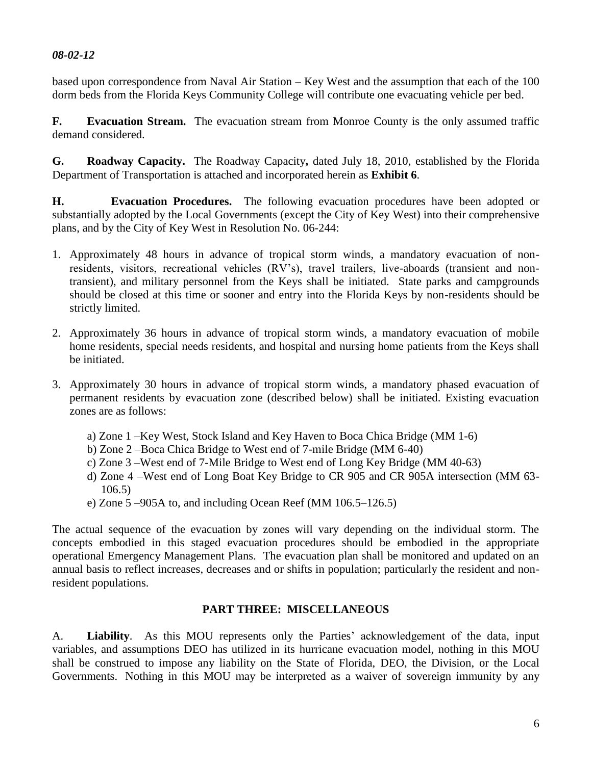based upon correspondence from Naval Air Station – Key West and the assumption that each of the 100 dorm beds from the Florida Keys Community College will contribute one evacuating vehicle per bed.

**F. Evacuation Stream.** The evacuation stream from Monroe County is the only assumed traffic demand considered.

**G. Roadway Capacity.** The Roadway Capacity**,** dated July 18, 2010, established by the Florida Department of Transportation is attached and incorporated herein as **Exhibit 6**.

**H. Evacuation Procedures.** The following evacuation procedures have been adopted or substantially adopted by the Local Governments (except the City of Key West) into their comprehensive plans, and by the City of Key West in Resolution No. 06-244:

1. Approximately 48 hours in advance of tropical storm winds, a mandatory evacuation of non-residents, visitors, recreational vehicles (RV's), travel trailers, live-aboards (transient and non-transient), and military personnel from the Keys shall be initiated. State parks and campgrounds should be closed at this time or sooner and entry into the Florida Keys by non-residents should be strictly limited.

2. Approximately 36 hours in advance of tropical storm winds, a mandatory evacuation of mobile home residents, special needs residents, and hospital and nursing home patients from the Keys shall be initiated.

3. Approximately 30 hours in advance of tropical storm winds, a mandatory phased evacuation of permanent residents by evacuation zone (described below) shall be initiated. Existing evacuation zones are as follows:

   a) Zone 1 –Key West, Stock Island and Key Haven to Boca Chica Bridge (MM 1-6)
   b) Zone 2 –Boca Chica Bridge to West end of 7-mile Bridge (MM 6-40)
   c) Zone 3 –West end of 7-Mile Bridge to West end of Long Key Bridge (MM 40-63)
   d) Zone 4 –West end of Long Boat Key Bridge to CR 905 and CR 905A intersection (MM 63-106.5)
   e) Zone 5 –905A to, and including Ocean Reef (MM 106.5–126.5)

The actual sequence of the evacuation by zones will vary depending on the individual storm. The concepts embodied in this staged evacuation procedures should be embodied in the appropriate operational Emergency Management Plans. The evacuation plan shall be monitored and updated on an annual basis to reflect increases, decreases and or shifts in population; particularly the resident and non-resident populations.

## PART THREE: MISCELLANEOUS

A. **Liability**. As this MOU represents only the Parties' acknowledgement of the data, input variables, and assumptions DEO has utilized in its hurricane evacuation model, nothing in this MOU shall be construed to impose any liability on the State of Florida, DEO, the Division, or the Local Governments. Nothing in this MOU may be interpreted as a waiver of sovereign immunity by any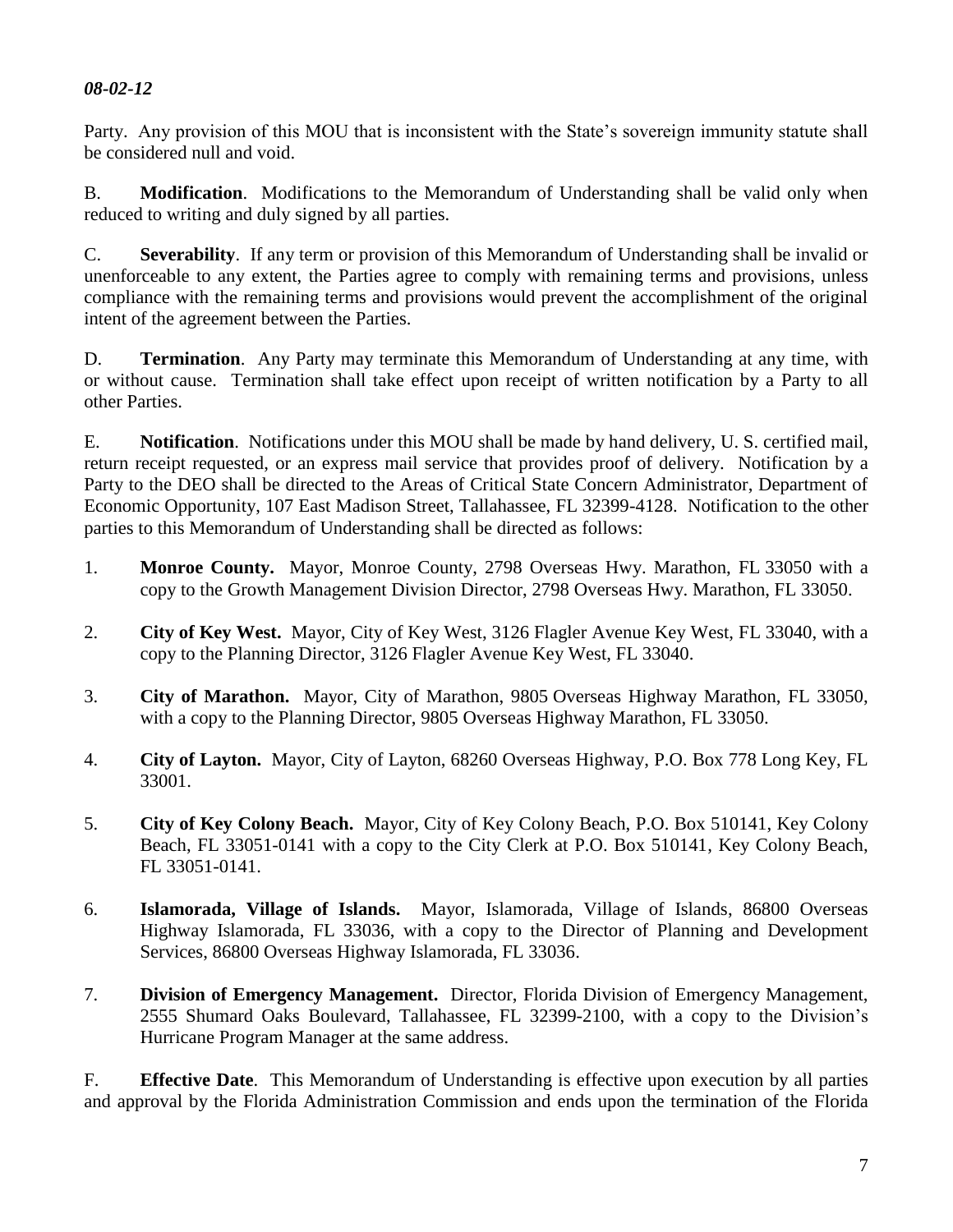Party. Any provision of this MOU that is inconsistent with the State's sovereign immunity statute shall be considered null and void.

B. **Modification**. Modifications to the Memorandum of Understanding shall be valid only when reduced to writing and duly signed by all parties.

C. **Severability**. If any term or provision of this Memorandum of Understanding shall be invalid or unenforceable to any extent, the Parties agree to comply with remaining terms and provisions, unless compliance with the remaining terms and provisions would prevent the accomplishment of the original intent of the agreement between the Parties.

D. **Termination**. Any Party may terminate this Memorandum of Understanding at any time, with or without cause. Termination shall take effect upon receipt of written notification by a Party to all other Parties.

E. **Notification**. Notifications under this MOU shall be made by hand delivery, U. S. certified mail, return receipt requested, or an express mail service that provides proof of delivery. Notification by a Party to the DEO shall be directed to the Areas of Critical State Concern Administrator, Department of Economic Opportunity, 107 East Madison Street, Tallahassee, FL 32399-4128. Notification to the other parties to this Memorandum of Understanding shall be directed as follows:

1. **Monroe County.** Mayor, Monroe County, 2798 Overseas Hwy. Marathon, FL 33050 with a copy to the Growth Management Division Director, 2798 Overseas Hwy. Marathon, FL 33050.

2. **City of Key West.** Mayor, City of Key West, 3126 Flagler Avenue Key West, FL 33040, with a copy to the Planning Director, 3126 Flagler Avenue Key West, FL 33040.

3. **City of Marathon.** Mayor, City of Marathon, 9805 Overseas Highway Marathon, FL 33050, with a copy to the Planning Director, 9805 Overseas Highway Marathon, FL 33050.

4. **City of Layton.** Mayor, City of Layton, 68260 Overseas Highway, P.O. Box 778 Long Key, FL 33001.

5. **City of Key Colony Beach.** Mayor, City of Key Colony Beach, P.O. Box 510141, Key Colony Beach, FL 33051-0141 with a copy to the City Clerk at P.O. Box 510141, Key Colony Beach, FL 33051-0141.

6. **Islamorada, Village of Islands.** Mayor, Islamorada, Village of Islands, 86800 Overseas Highway Islamorada, FL 33036, with a copy to the Director of Planning and Development Services, 86800 Overseas Highway Islamorada, FL 33036.

7. **Division of Emergency Management.** Director, Florida Division of Emergency Management, 2555 Shumard Oaks Boulevard, Tallahassee, FL 32399-2100, with a copy to the Division's Hurricane Program Manager at the same address.

F. **Effective Date**. This Memorandum of Understanding is effective upon execution by all parties and approval by the Florida Administration Commission and ends upon the termination of the Florida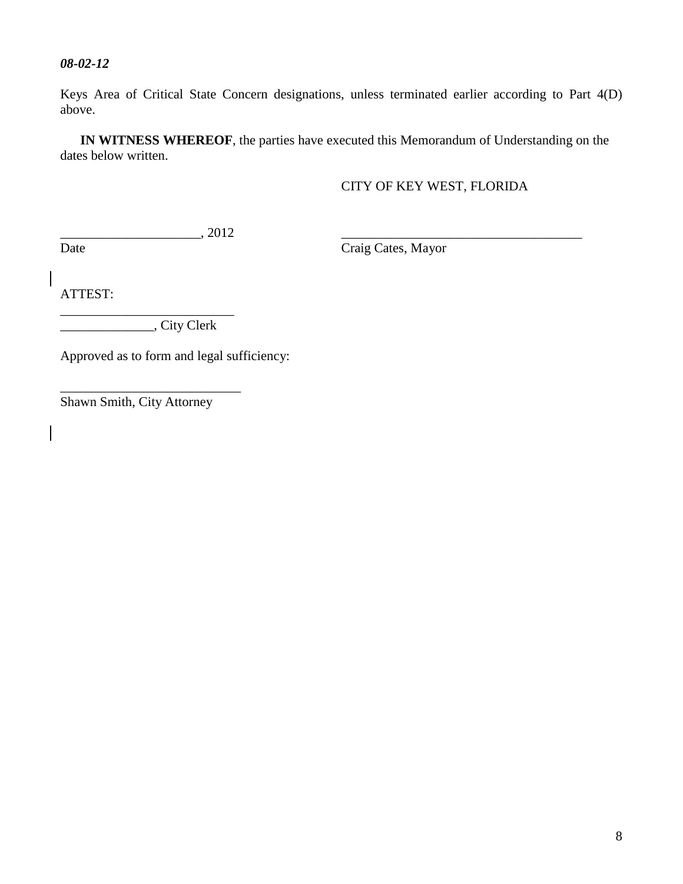*08-02-12*

Keys Area of Critical State Concern designations, unless terminated earlier according to Part 4(D) above.

**IN WITNESS WHEREOF**, the parties have executed this Memorandum of Understanding on the dates below written.

CITY OF KEY WEST, FLORIDA

_____________________, 2012
Date

_____________________________________
Craig Cates, Mayor

ATTEST:

__________________________
______________, City Clerk

Approved as to form and legal sufficiency:

___________________________
Shawn Smith, City Attorney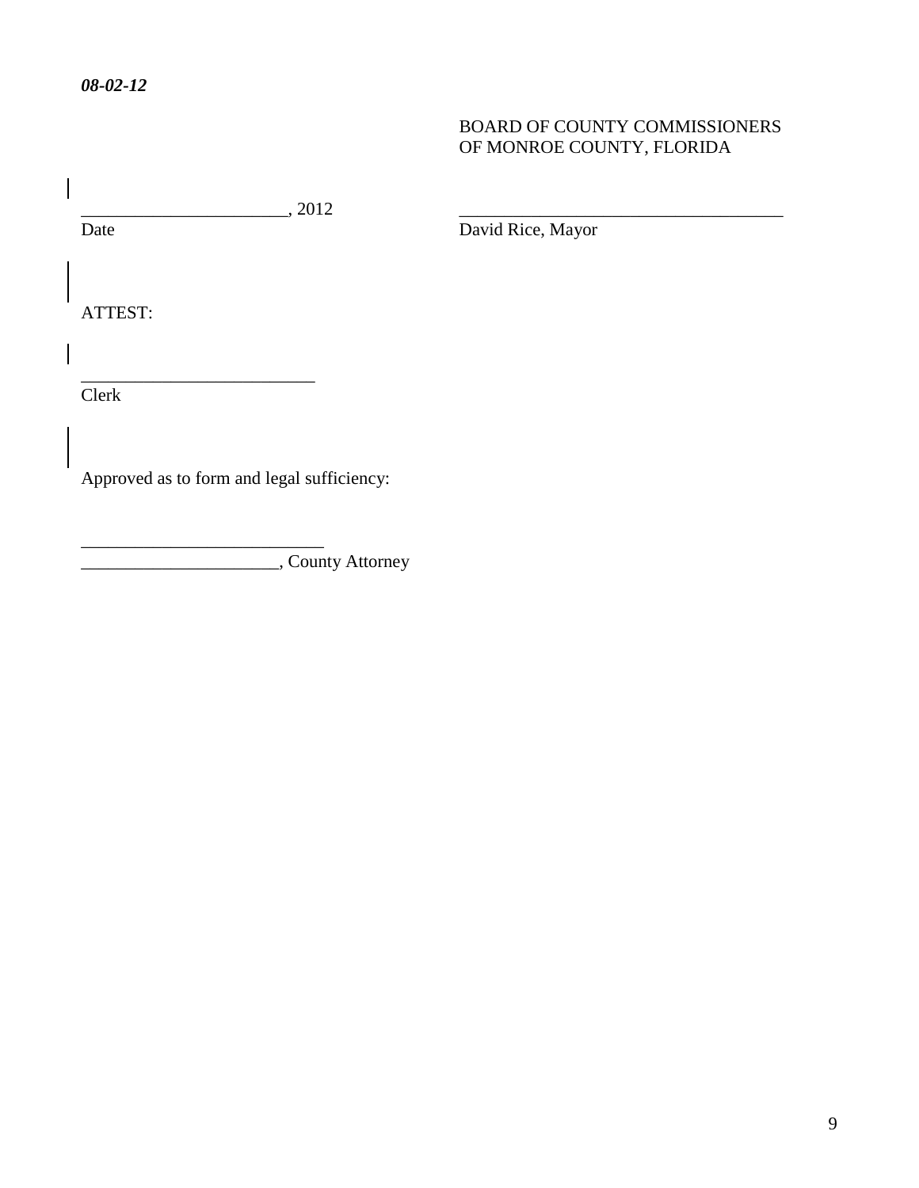*08-02-12*

BOARD OF COUNTY COMMISSIONERS
OF MONROE COUNTY, FLORIDA

_______________________, 2012
Date

_____________________________________
David Rice, Mayor

ATTEST:

__________________________
Clerk

Approved as to form and legal sufficiency:

___________________________
______________________, County Attorney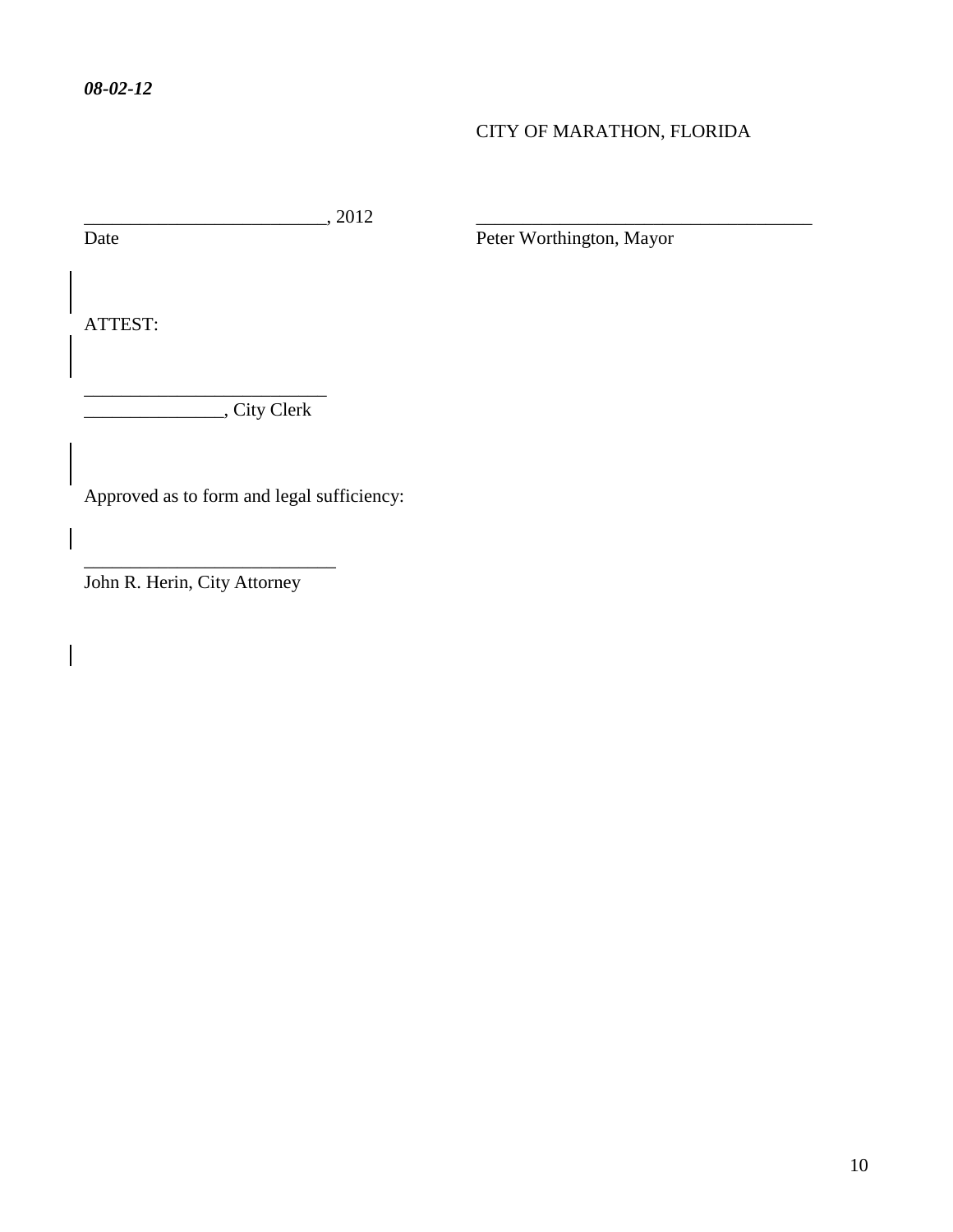*08-02-12*

CITY OF MARATHON, FLORIDA

__________________________, 2012

Date

_____________________________________

Peter Worthington, Mayor

ATTEST:

__________________________

_______________, City Clerk

Approved as to form and legal sufficiency:

___________________________

John R. Herin, City Attorney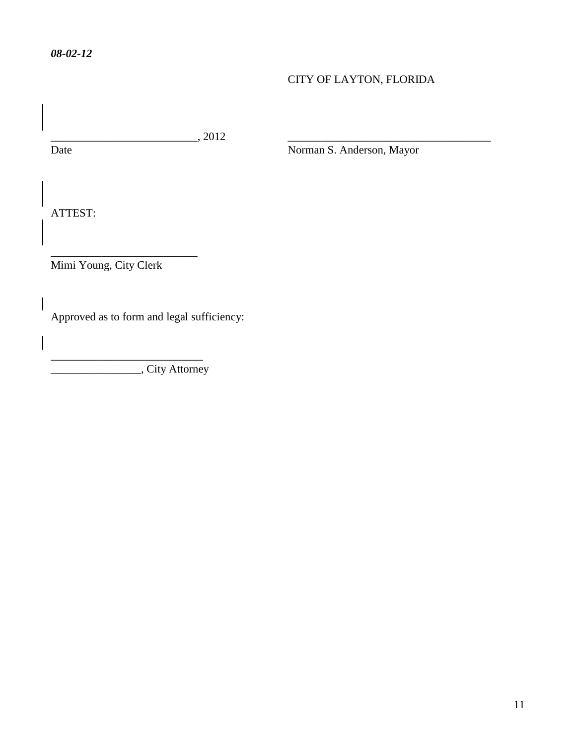*08-02-12*

CITY OF LAYTON, FLORIDA

__________________________, 2012
Date

____________________________________
Norman S. Anderson, Mayor

ATTEST:

__________________________
Mimi Young, City Clerk

Approved as to form and legal sufficiency:

___________________________
________________, City Attorney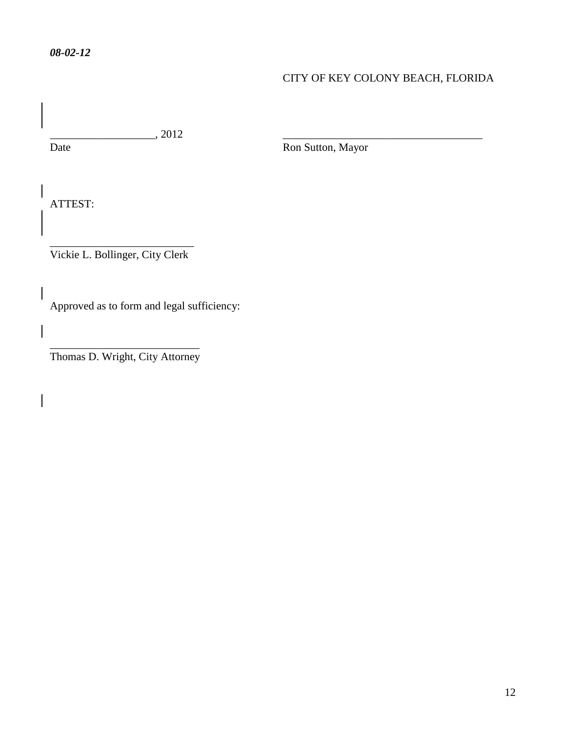*08-02-12*

CITY OF KEY COLONY BEACH, FLORIDA

___________________, 2012
Date

____________________________________
Ron Sutton, Mayor

ATTEST:

__________________________
Vickie L. Bollinger, City Clerk

Approved as to form and legal sufficiency:

___________________________
Thomas D. Wright, City Attorney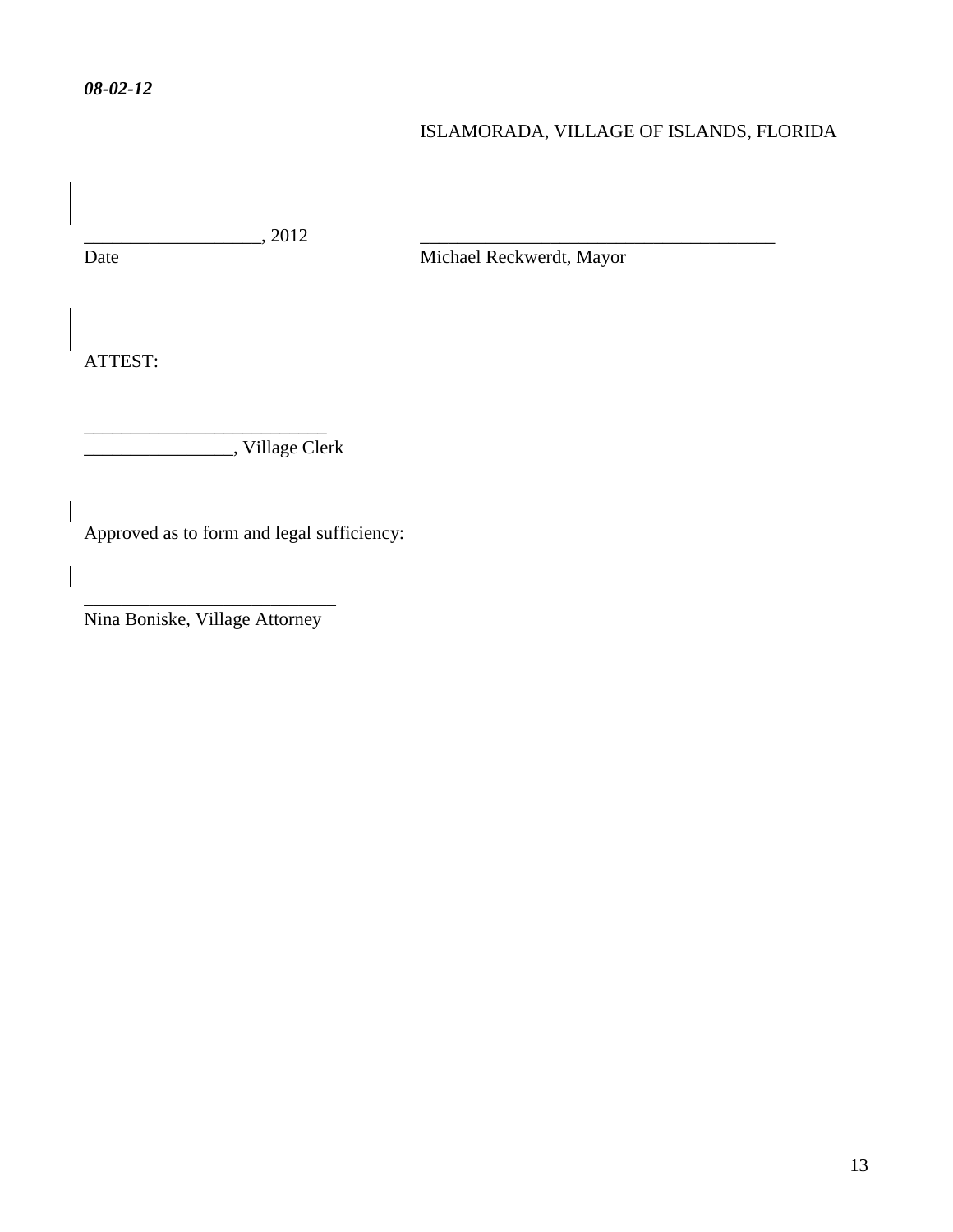*08-02-12*

ISLAMORADA, VILLAGE OF ISLANDS, FLORIDA

___________________, 2012 ________________________________________
Date Michael Reckwerdt, Mayor

ATTEST:

___________________________
________________, Village Clerk

Approved as to form and legal sufficiency:

____________________________
Nina Boniske, Village Attorney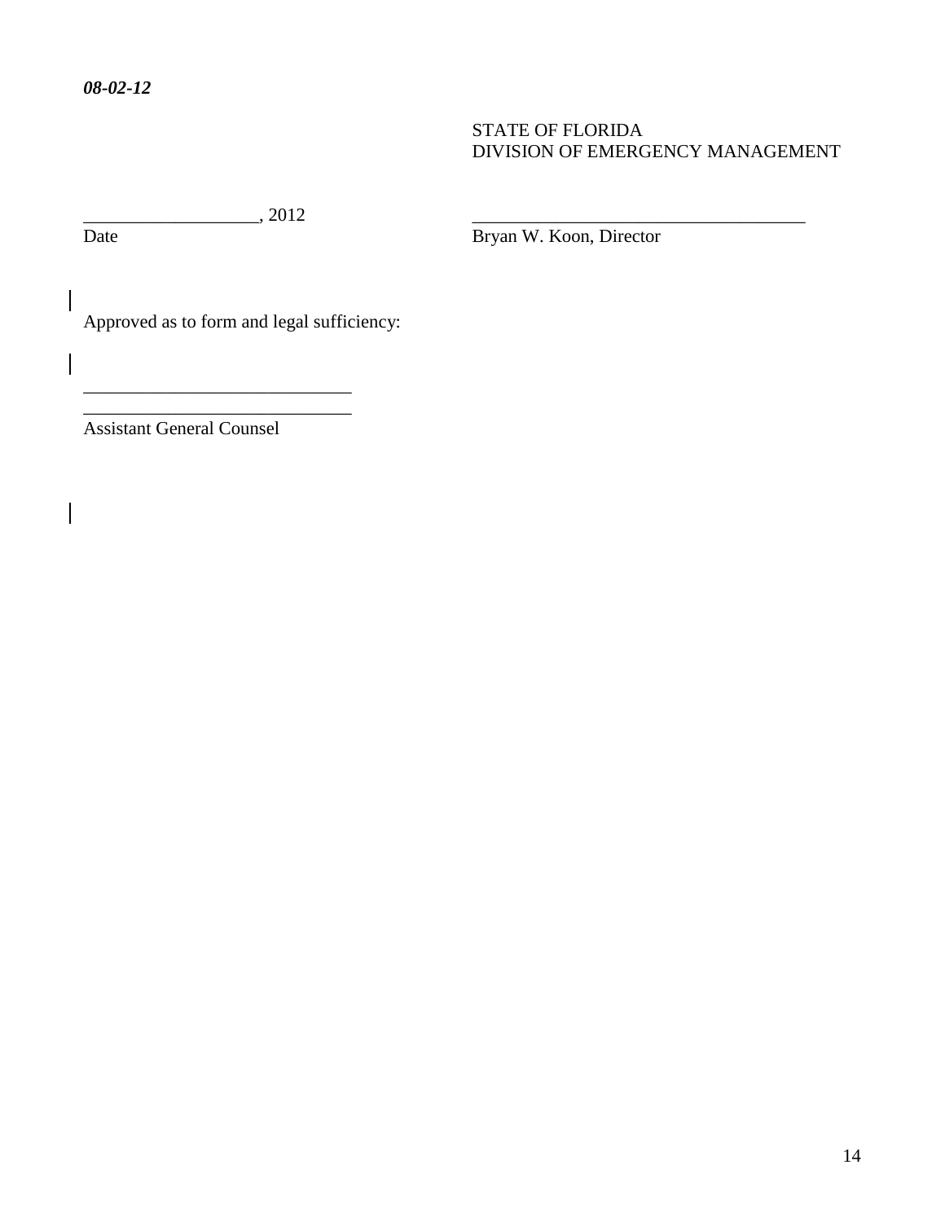***08-02-12***

STATE OF FLORIDA
DIVISION OF EMERGENCY MANAGEMENT

___________________, 2012
Date

_____________________________________
Bryan W. Koon, Director

Approved as to form and legal sufficiency:

_____________________________
_____________________________
Assistant General Counsel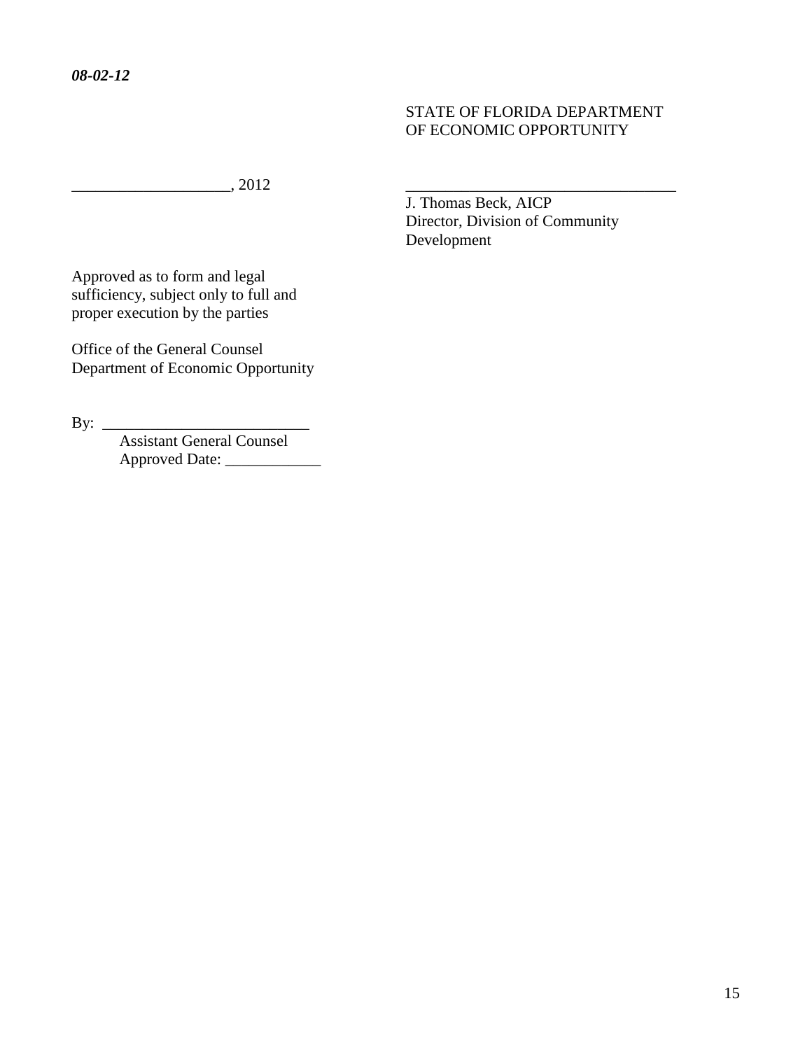*08-02-12*

STATE OF FLORIDA DEPARTMENT
OF ECONOMIC OPPORTUNITY

____________________, 2012

___________________________________
J. Thomas Beck, AICP
Director, Division of Community Development

Approved as to form and legal sufficiency, subject only to full and proper execution by the parties

Office of the General Counsel
Department of Economic Opportunity

By: __________________________
Assistant General Counsel
Approved Date: ____________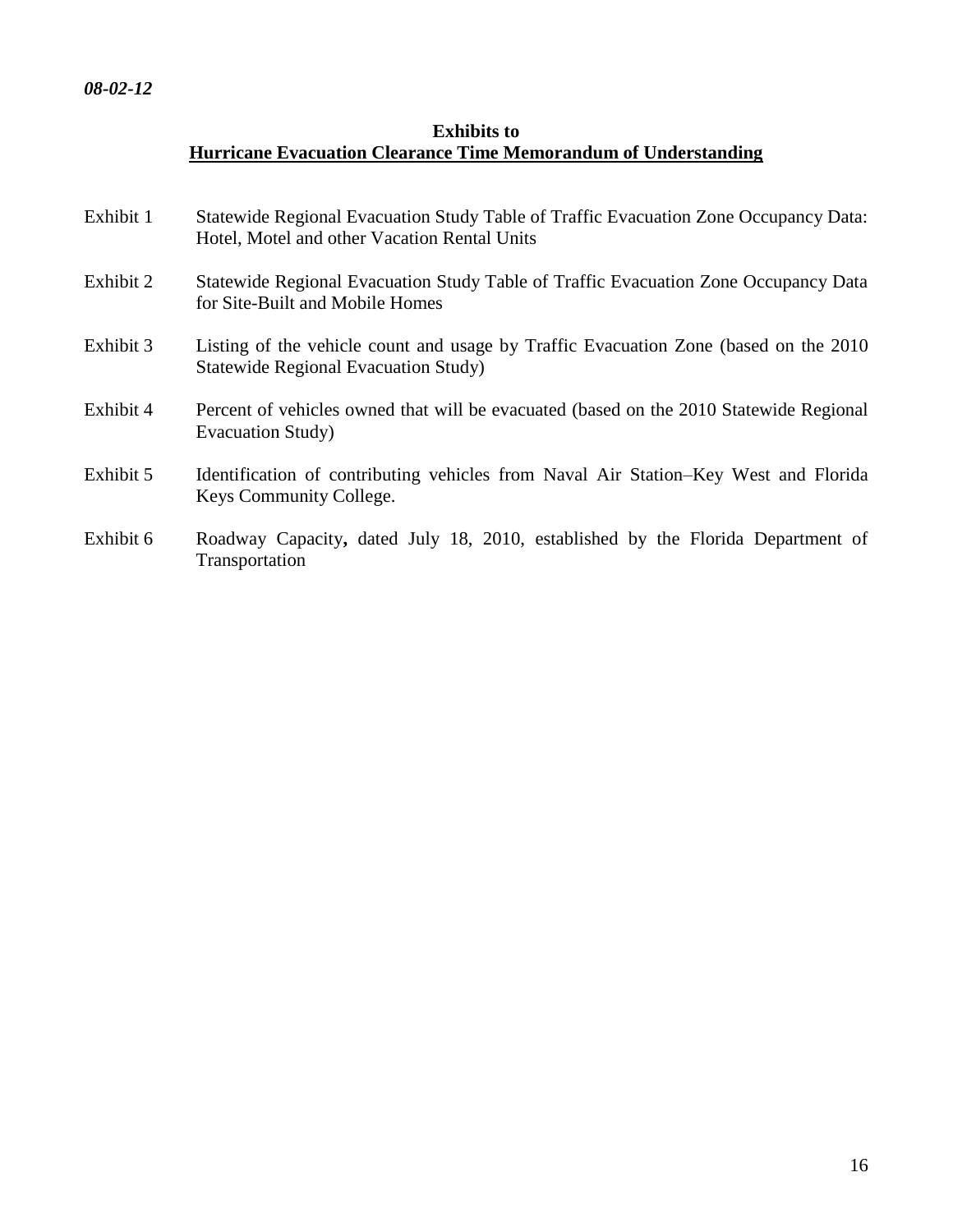*08-02-12*

**Exhibits to**
**Hurricane Evacuation Clearance Time Memorandum of Understanding**

Exhibit 1 Statewide Regional Evacuation Study Table of Traffic Evacuation Zone Occupancy Data: Hotel, Motel and other Vacation Rental Units

Exhibit 2 Statewide Regional Evacuation Study Table of Traffic Evacuation Zone Occupancy Data for Site-Built and Mobile Homes

Exhibit 3 Listing of the vehicle count and usage by Traffic Evacuation Zone (based on the 2010 Statewide Regional Evacuation Study)

Exhibit 4 Percent of vehicles owned that will be evacuated (based on the 2010 Statewide Regional Evacuation Study)

Exhibit 5 Identification of contributing vehicles from Naval Air Station–Key West and Florida Keys Community College.

Exhibit 6 Roadway Capacity**,** dated July 18, 2010, established by the Florida Department of Transportation